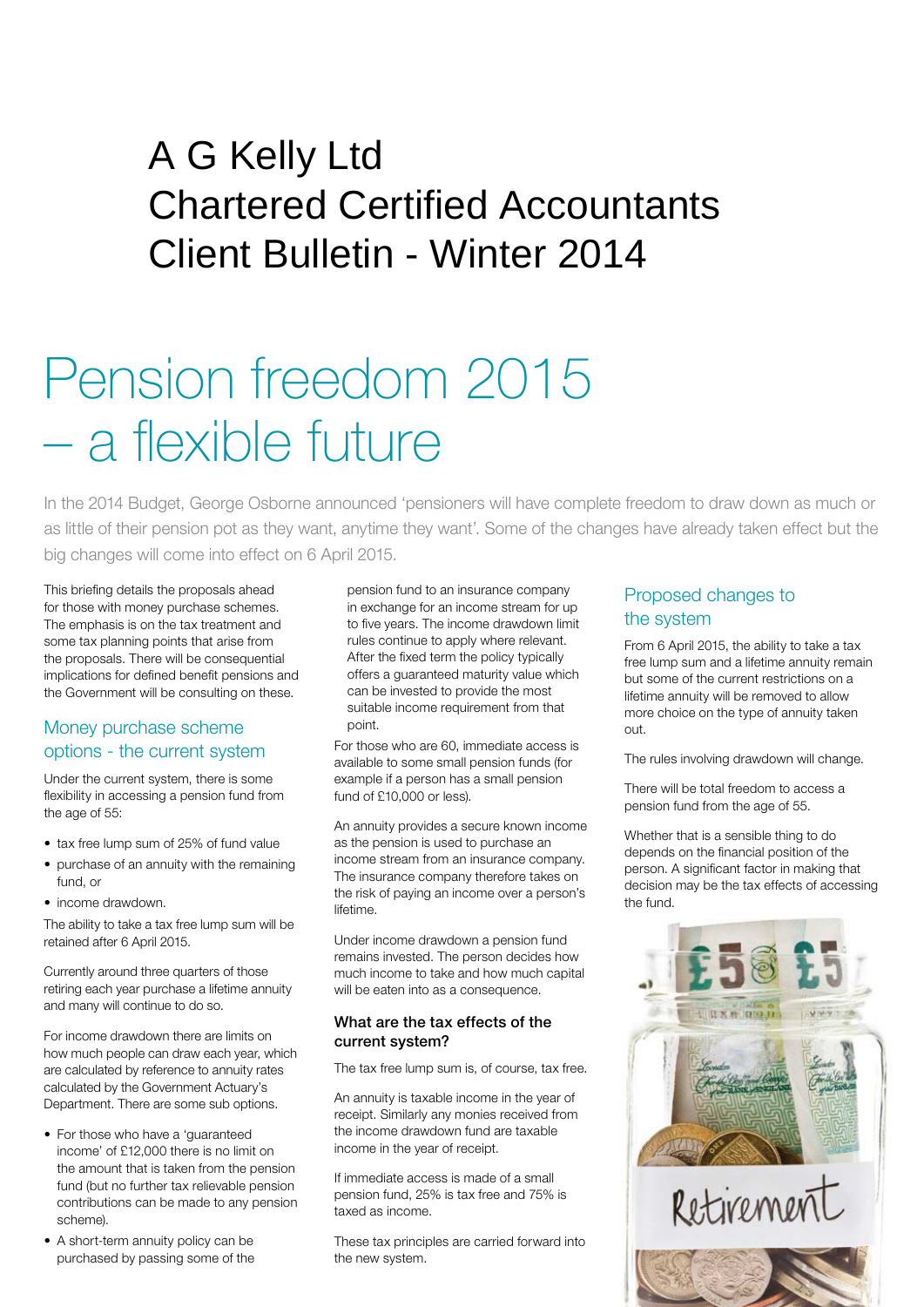# A G Kelly Ltd
# Chartered Certified Accountants
# Client Bulletin - Winter 2014

# Pension freedom 2015 – a flexible future

In the 2014 Budget, George Osborne announced 'pensioners will have complete freedom to draw down as much or as little of their pension pot as they want, anytime they want'. Some of the changes have already taken effect but the big changes will come into effect on 6 April 2015.

This briefing details the proposals ahead for those with money purchase schemes. The emphasis is on the tax treatment and some tax planning points that arise from the proposals. There will be consequential implications for defined benefit pensions and the Government will be consulting on these.

## Money purchase scheme options - the current system

Under the current system, there is some flexibility in accessing a pension fund from the age of 55:

- tax free lump sum of 25% of fund value
- purchase of an annuity with the remaining fund, or
- income drawdown.

The ability to take a tax free lump sum will be retained after 6 April 2015.

Currently around three quarters of those retiring each year purchase a lifetime annuity and many will continue to do so.

For income drawdown there are limits on how much people can draw each year, which are calculated by reference to annuity rates calculated by the Government Actuary's Department. There are some sub options.

- For those who have a 'guaranteed income' of £12,000 there is no limit on the amount that is taken from the pension fund (but no further tax relievable pension contributions can be made to any pension scheme).
- A short-term annuity policy can be purchased by passing some of the pension fund to an insurance company in exchange for an income stream for up to five years. The income drawdown limit rules continue to apply where relevant. After the fixed term the policy typically offers a guaranteed maturity value which can be invested to provide the most suitable income requirement from that point.

For those who are 60, immediate access is available to some small pension funds (for example if a person has a small pension fund of £10,000 or less).

An annuity provides a secure known income as the pension is used to purchase an income stream from an insurance company. The insurance company therefore takes on the risk of paying an income over a person's lifetime.

Under income drawdown a pension fund remains invested. The person decides how much income to take and how much capital will be eaten into as a consequence.

### What are the tax effects of the current system?

The tax free lump sum is, of course, tax free.

An annuity is taxable income in the year of receipt. Similarly any monies received from the income drawdown fund are taxable income in the year of receipt.

If immediate access is made of a small pension fund, 25% is tax free and 75% is taxed as income.

These tax principles are carried forward into the new system.

## Proposed changes to the system

From 6 April 2015, the ability to take a tax free lump sum and a lifetime annuity remain but some of the current restrictions on a lifetime annuity will be removed to allow more choice on the type of annuity taken out.

The rules involving drawdown will change.

There will be total freedom to access a pension fund from the age of 55.

Whether that is a sensible thing to do depends on the financial position of the person. A significant factor in making that decision may be the tax effects of accessing the fund.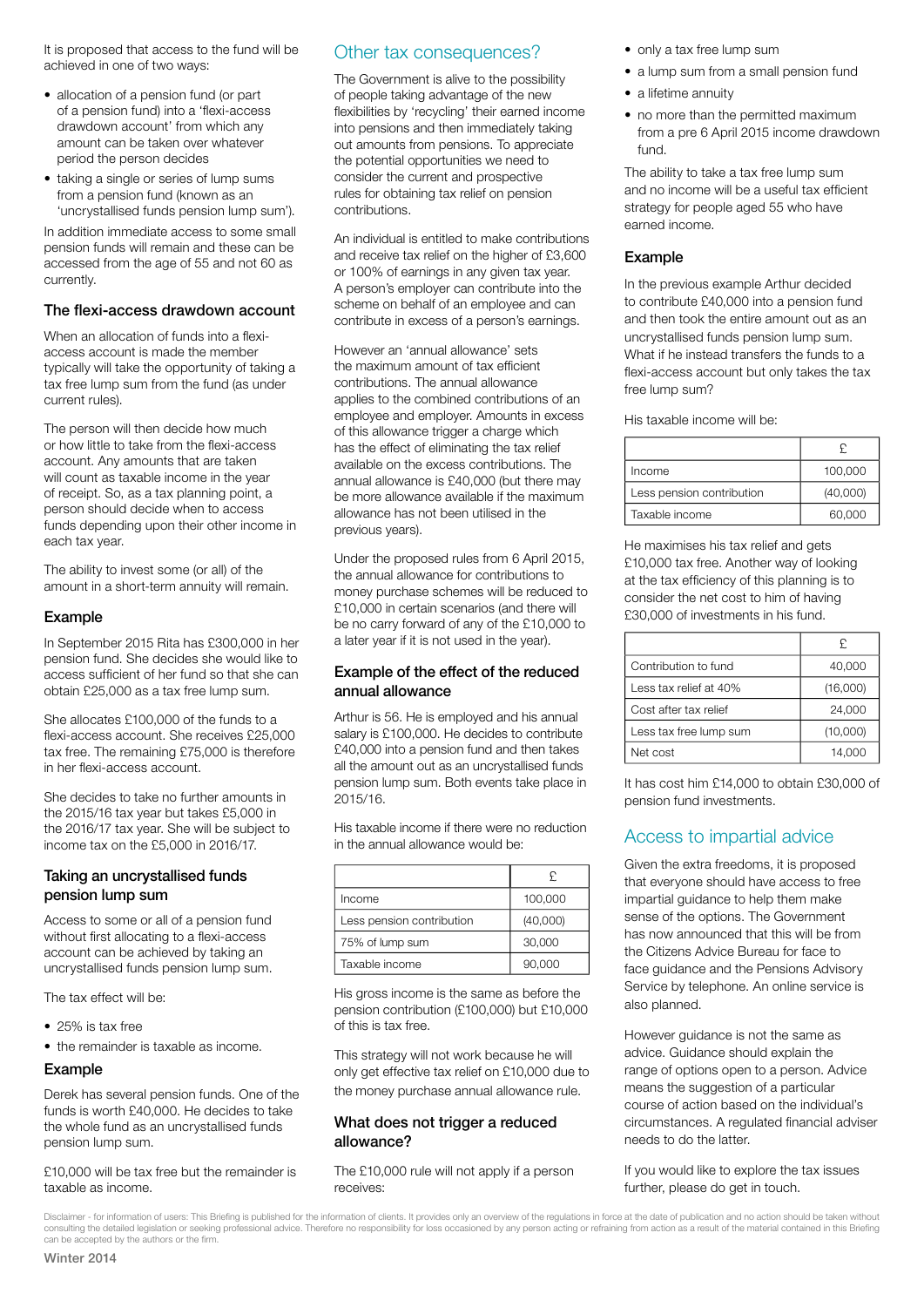It is proposed that access to the fund will be achieved in one of two ways:

- allocation of a pension fund (or part of a pension fund) into a 'flexi-access drawdown account' from which any amount can be taken over whatever period the person decides
- taking a single or series of lump sums from a pension fund (known as an 'uncrystallised funds pension lump sum').

In addition immediate access to some small pension funds will remain and these can be accessed from the age of 55 and not 60 as currently.

### The flexi-access drawdown account

When an allocation of funds into a flexi-access account is made the member typically will take the opportunity of taking a tax free lump sum from the fund (as under current rules).

The person will then decide how much or how little to take from the flexi-access account. Any amounts that are taken will count as taxable income in the year of receipt. So, as a tax planning point, a person should decide when to access funds depending upon their other income in each tax year.

The ability to invest some (or all) of the amount in a short-term annuity will remain.

### Example

In September 2015 Rita has £300,000 in her pension fund. She decides she would like to access sufficient of her fund so that she can obtain £25,000 as a tax free lump sum.

She allocates £100,000 of the funds to a flexi-access account. She receives £25,000 tax free. The remaining £75,000 is therefore in her flexi-access account.

She decides to take no further amounts in the 2015/16 tax year but takes £5,000 in the 2016/17 tax year. She will be subject to income tax on the £5,000 in 2016/17.

### Taking an uncrystallised funds pension lump sum

Access to some or all of a pension fund without first allocating to a flexi-access account can be achieved by taking an uncrystallised funds pension lump sum.

The tax effect will be:

- 25% is tax free
- the remainder is taxable as income.

### Example

Derek has several pension funds. One of the funds is worth £40,000. He decides to take the whole fund as an uncrystallised funds pension lump sum.

£10,000 will be tax free but the remainder is taxable as income.

## Other tax consequences?

The Government is alive to the possibility of people taking advantage of the new flexibilities by 'recycling' their earned income into pensions and then immediately taking out amounts from pensions. To appreciate the potential opportunities we need to consider the current and prospective rules for obtaining tax relief on pension contributions.

An individual is entitled to make contributions and receive tax relief on the higher of £3,600 or 100% of earnings in any given tax year. A person's employer can contribute into the scheme on behalf of an employee and can contribute in excess of a person's earnings.

However an 'annual allowance' sets the maximum amount of tax efficient contributions. The annual allowance applies to the combined contributions of an employee and employer. Amounts in excess of this allowance trigger a charge which has the effect of eliminating the tax relief available on the excess contributions. The annual allowance is £40,000 (but there may be more allowance available if the maximum allowance has not been utilised in the previous years).

Under the proposed rules from 6 April 2015, the annual allowance for contributions to money purchase schemes will be reduced to £10,000 in certain scenarios (and there will be no carry forward of any of the £10,000 to a later year if it is not used in the year).

### Example of the effect of the reduced annual allowance

Arthur is 56. He is employed and his annual salary is £100,000. He decides to contribute £40,000 into a pension fund and then takes all the amount out as an uncrystallised funds pension lump sum. Both events take place in 2015/16.

His taxable income if there were no reduction in the annual allowance would be:

| | £ |
|---|---|
| Income | 100,000 |
| Less pension contribution | (40,000) |
| 75% of lump sum | 30,000 |
| Taxable income | 90,000 |

His gross income is the same as before the pension contribution (£100,000) but £10,000 of this is tax free.

This strategy will not work because he will only get effective tax relief on £10,000 due to the money purchase annual allowance rule.

### What does not trigger a reduced allowance?

The £10,000 rule will not apply if a person receives:

- only a tax free lump sum
- a lump sum from a small pension fund
- a lifetime annuity
- no more than the permitted maximum from a pre 6 April 2015 income drawdown fund.

The ability to take a tax free lump sum and no income will be a useful tax efficient strategy for people aged 55 who have earned income.

### Example

In the previous example Arthur decided to contribute £40,000 into a pension fund and then took the entire amount out as an uncrystallised funds pension lump sum. What if he instead transfers the funds to a flexi-access account but only takes the tax free lump sum?

His taxable income will be:

| | £ |
|---|---|
| Income | 100,000 |
| Less pension contribution | (40,000) |
| Taxable income | 60,000 |

He maximises his tax relief and gets £10,000 tax free. Another way of looking at the tax efficiency of this planning is to consider the net cost to him of having £30,000 of investments in his fund.

| | £ |
|---|---|
| Contribution to fund | 40,000 |
| Less tax relief at 40% | (16,000) |
| Cost after tax relief | 24,000 |
| Less tax free lump sum | (10,000) |
| Net cost | 14,000 |

It has cost him £14,000 to obtain £30,000 of pension fund investments.

## Access to impartial advice

Given the extra freedoms, it is proposed that everyone should have access to free impartial guidance to help them make sense of the options. The Government has now announced that this will be from the Citizens Advice Bureau for face to face guidance and the Pensions Advisory Service by telephone. An online service is also planned.

However guidance is not the same as advice. Guidance should explain the range of options open to a person. Advice means the suggestion of a particular course of action based on the individual's circumstances. A regulated financial adviser needs to do the latter.

If you would like to explore the tax issues further, please do get in touch.

Disclaimer - for information of users: This Briefing is published for the information of clients. It provides only an overview of the regulations in force at the date of publication and no action should be taken without consulting the detailed legislation or seeking professional advice. Therefore no responsibility for loss occasioned by any person acting or refraining from action as a result of the material contained in this Briefing can be accepted by the authors or the firm.

Winter 2014